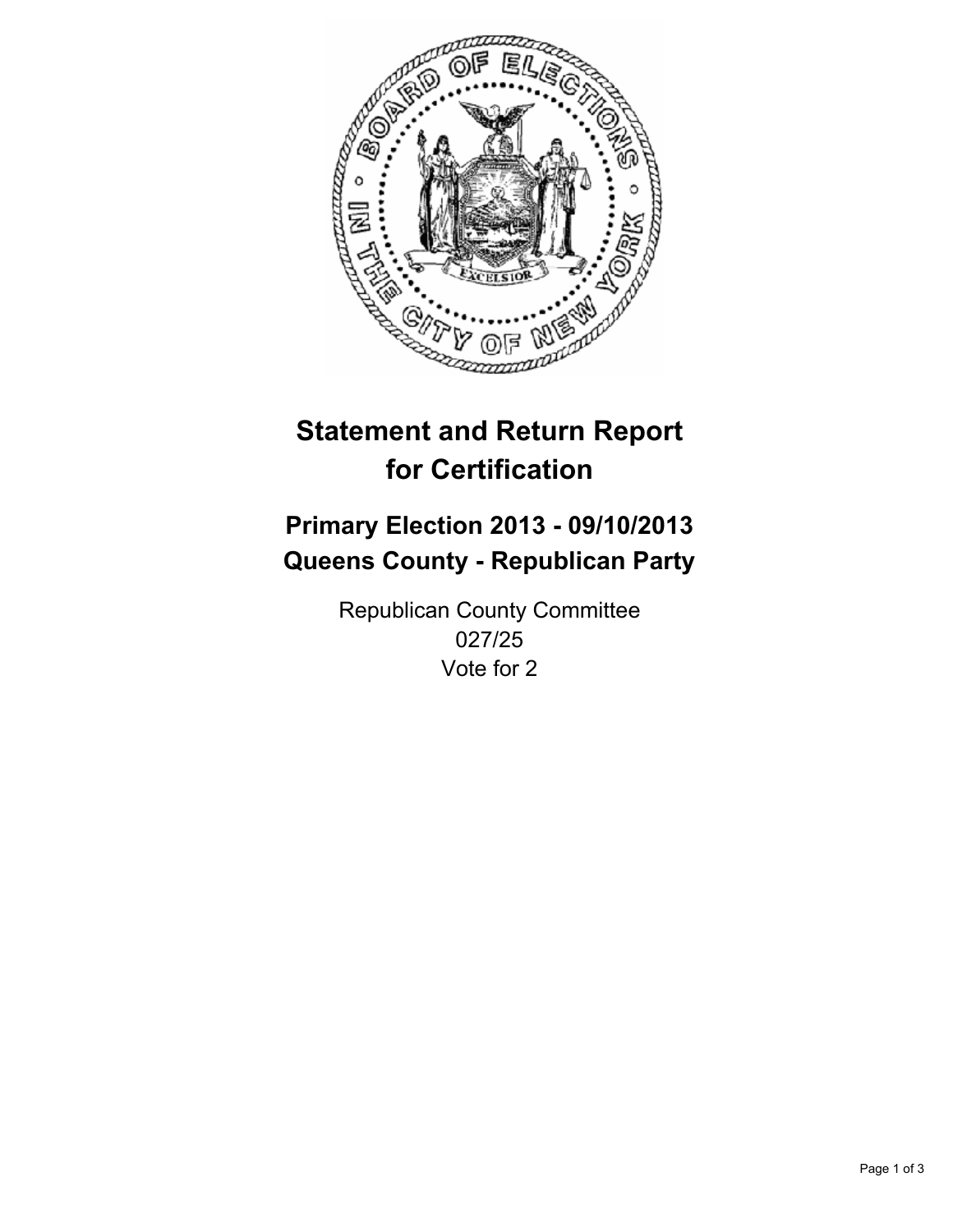# Statement and Return Report for Certification

## Primary Election 2013 - 09/10/2013
## Queens County - Republican Party

Republican County Committee
027/25
Vote for 2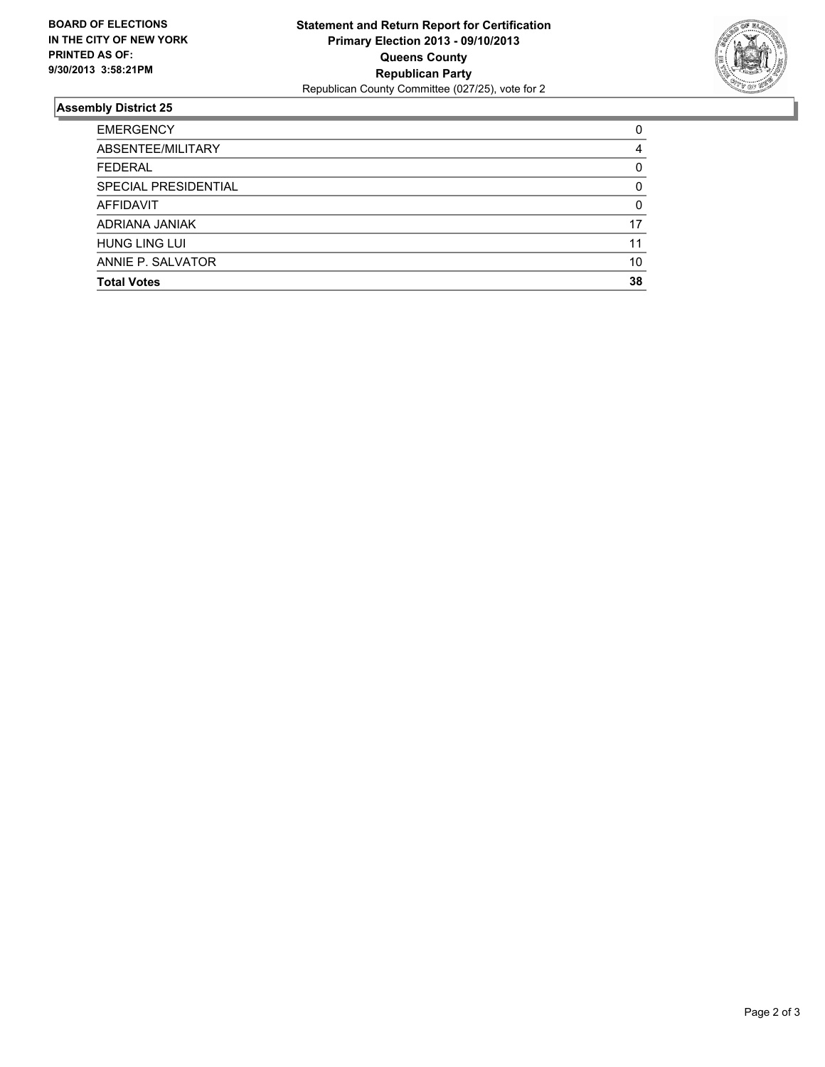**BOARD OF ELECTIONS IN THE CITY OF NEW YORK PRINTED AS OF: 9/30/2013 3:58:21PM**

**Statement and Return Report for Certification**
**Primary Election 2013 - 09/10/2013**
**Queens County**
**Republican Party**
Republican County Committee (027/25), vote for 2

## Assembly District 25

| | |
|---|---|
| EMERGENCY | 0 |
| ABSENTEE/MILITARY | 4 |
| FEDERAL | 0 |
| SPECIAL PRESIDENTIAL | 0 |
| AFFIDAVIT | 0 |
| ADRIANA JANIAK | 17 |
| HUNG LING LUI | 11 |
| ANNIE P. SALVATOR | 10 |
| **Total Votes** | **38** |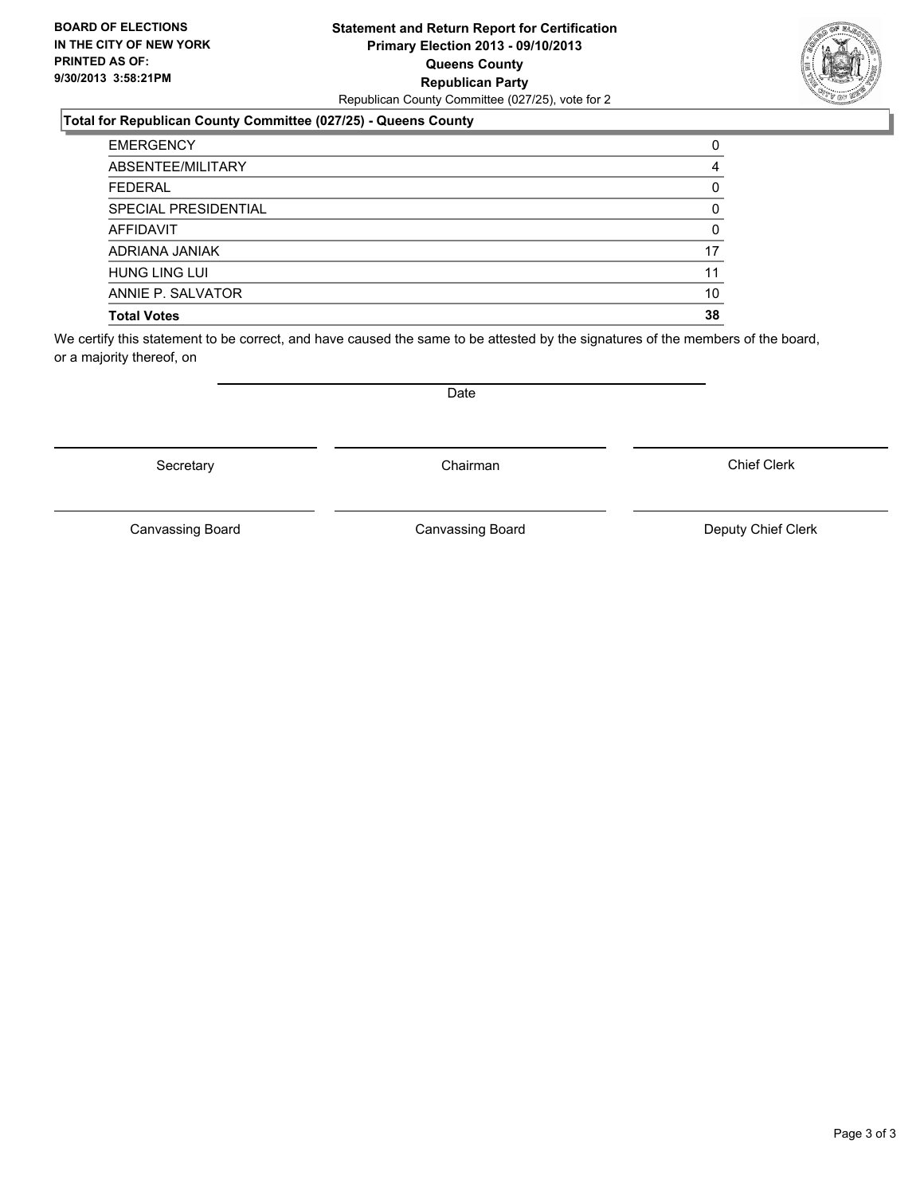**BOARD OF ELECTIONS IN THE CITY OF NEW YORK PRINTED AS OF: 9/30/2013 3:58:21PM**

**Statement and Return Report for Certification**
**Primary Election 2013 - 09/10/2013**
**Queens County**
**Republican Party**
Republican County Committee (027/25), vote for 2

**Total for Republican County Committee (027/25) - Queens County**

| | |
|---|---|
| EMERGENCY | 0 |
| ABSENTEE/MILITARY | 4 |
| FEDERAL | 0 |
| SPECIAL PRESIDENTIAL | 0 |
| AFFIDAVIT | 0 |
| ADRIANA JANIAK | 17 |
| HUNG LING LUI | 11 |
| ANNIE P. SALVATOR | 10 |
| **Total Votes** | **38** |

We certify this statement to be correct, and have caused the same to be attested by the signatures of the members of the board, or a majority thereof, on

Date

Secretary | Chairman | Chief Clerk

Canvassing Board | Canvassing Board | Deputy Chief Clerk